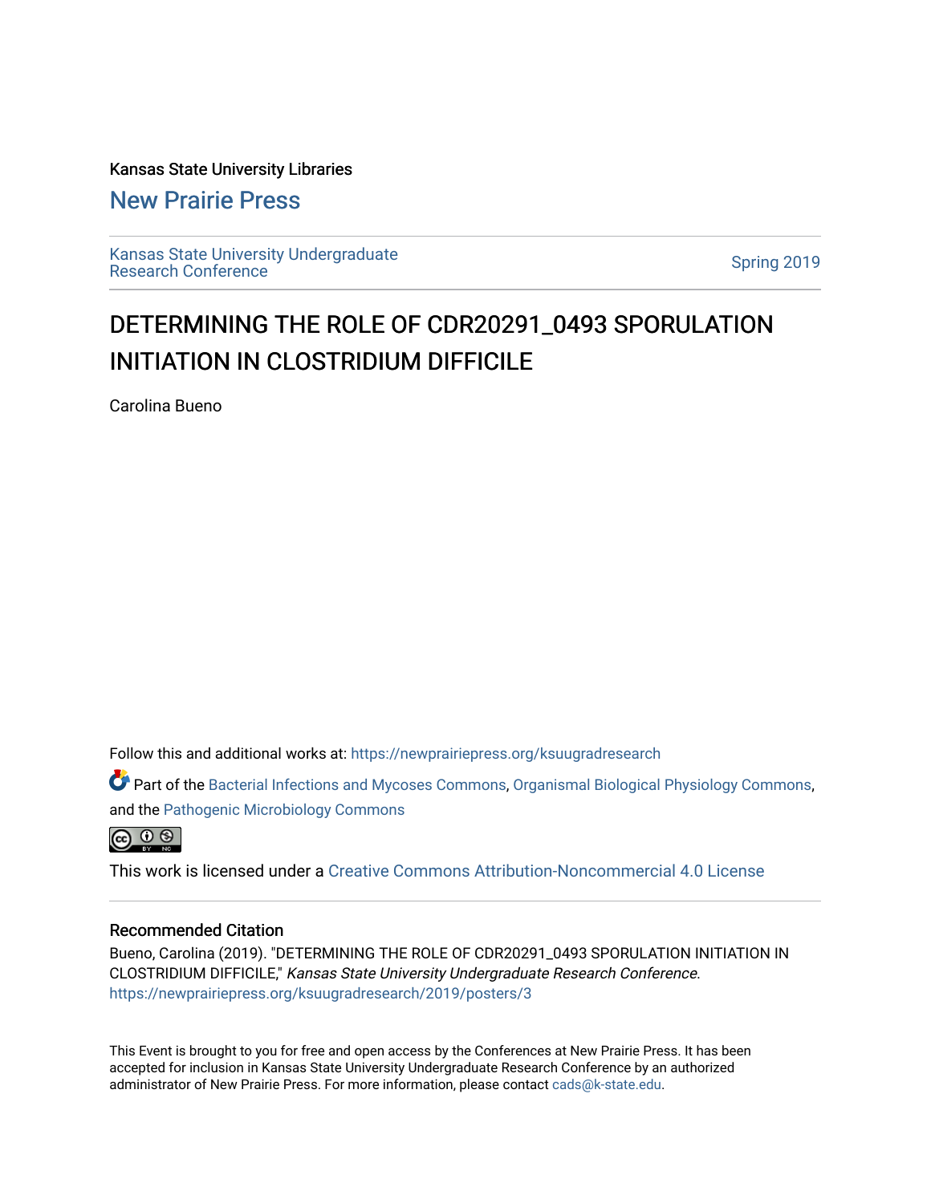Kansas State University Libraries

## New Prairie Press

Kansas State University Undergraduate Research Conference

Spring 2019

# DETERMINING THE ROLE OF CDR20291_0493 SPORULATION INITIATION IN CLOSTRIDIUM DIFFICILE

Carolina Bueno

Follow this and additional works at: https://newprairiepress.org/ksuugradresearch

Part of the Bacterial Infections and Mycoses Commons, Organismal Biological Physiology Commons, and the Pathogenic Microbiology Commons

This work is licensed under a Creative Commons Attribution-Noncommercial 4.0 License

### Recommended Citation

Bueno, Carolina (2019). "DETERMINING THE ROLE OF CDR20291_0493 SPORULATION INITIATION IN CLOSTRIDIUM DIFFICILE," *Kansas State University Undergraduate Research Conference*. https://newprairiepress.org/ksuugradresearch/2019/posters/3

This Event is brought to you for free and open access by the Conferences at New Prairie Press. It has been accepted for inclusion in Kansas State University Undergraduate Research Conference by an authorized administrator of New Prairie Press. For more information, please contact cads@k-state.edu.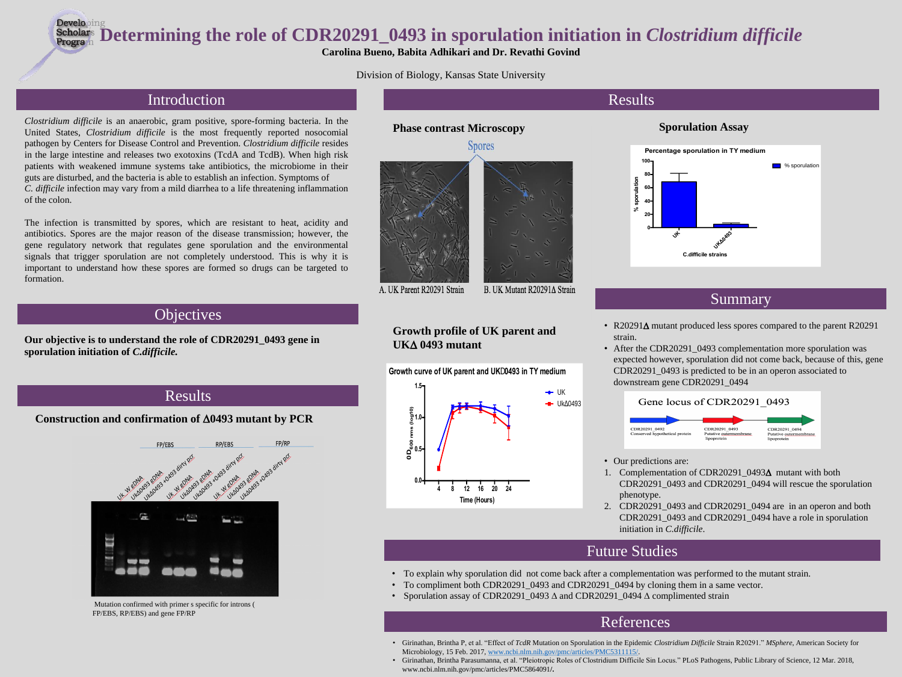# Determining the role of CDR20291_0493 in sporulation initiation in *Clostridium difficile*

**Carolina Bueno, Babita Adhikari and Dr. Revathi Govind**

Division of Biology, Kansas State University

## Introduction

*Clostridium difficile* is an anaerobic, gram positive, spore-forming bacteria. In the United States, *Clostridium difficile* is the most frequently reported nosocomial pathogen by Centers for Disease Control and Prevention. *Clostridium difficile* resides in the large intestine and releases two exotoxins (TcdA and TcdB). When high risk patients with weakened immune systems take antibiotics, the microbiome in their guts are disturbed, and the bacteria is able to establish an infection. Symptoms of *C. difficile* infection may vary from a mild diarrhea to a life threatening inflammation of the colon.

The infection is transmitted by spores, which are resistant to heat, acidity and antibiotics. Spores are the major reason of the disease transmission; however, the gene regulatory network that regulates gene sporulation and the environmental signals that trigger sporulation are not completely understood. This is why it is important to understand how these spores are formed so drugs can be targeted to formation.

## Objectives

**Our objective is to understand the role of CDR20291_0493 gene in sporulation initiation of *C.difficile.***

## Results

### Construction and confirmation of Δ0493 mutant by PCR

FP/EBS RP/EBS FP/RP

Uk_W gDNA, UkΔ0493 gDNA, UkΔ0493 +0493 dirty pcr, Uk_W gDNA, UkΔ0493 gDNA, UkΔ0493 +0493 dirty pcr, Uk_W gDNA, UkΔ0493 gDNA, UkΔ0493 +0493 dirty pcr

Mutation confirmed with primer s specific for introns ( FP/EBS, RP/EBS) and gene FP/RP

## Results

### Phase contrast Microscopy

Spores

A. UK Parent R20291 Strain

B. UK Mutant R20291Δ Strain

### Sporulation Assay

Percentage sporulation in TY medium

% sporulation

100
80
60
40
20
0

UK
UKΔ0493

C.difficile strains

### Growth profile of UK parent and UKΔ 0493 mutant

Growth curve of UK parent and UKΔ0493 in TY medium

UK
UkΔ0493

$OD_{600\ nms}$ (log10)

1.5
1.0
0.5
0.0

4 8 12 16 20 24

Time (Hours)

## Summary

- R20291Δ mutant produced less spores compared to the parent R20291 strain.
- After the CDR20291_0493 complementation more sporulation was expected however, sporulation did not come back, because of this, gene CDR20291_0493 is predicted to be in an operon associated to downstream gene CDR20291_0494

Gene locus of CDR20291_0493

CDR20291_0492 Conserved hypothetical protein
CDR20291_0493 Putative outermembrane lipoprotein
CDR20291_0494 Putative outermembrane lipoprotein

- Our predictions are:

1. Complementation of CDR20291_0493Δ mutant with both CDR20291_0493 and CDR20291_0494 will rescue the sporulation phenotype.
2. CDR20291_0493 and CDR20291_0494 are in an operon and both CDR20291_0493 and CDR20291_0494 have a role in sporulation initiation in *C.difficile*.

## Future Studies

- To explain why sporulation did not come back after a complementation was performed to the mutant strain.
- To compliment both CDR20291_0493 and CDR20291_0494 by cloning them in a same vector.
- Sporulation assay of CDR20291_0493 Δ and CDR20291_0494 Δ complimented strain

## References

- Girinathan, Brintha P, et al. "Effect of *TcdR* Mutation on Sporulation in the Epidemic *Clostridium Difficile* Strain R20291." *MSphere*, American Society for Microbiology, 15 Feb. 2017, www.ncbi.nlm.nih.gov/pmc/articles/PMC5311115/.
- Girinathan, Brintha Parasumanna, et al. "Pleiotropic Roles of Clostridium Difficile Sin Locus." PLoS Pathogens, Public Library of Science, 12 Mar. 2018, www.ncbi.nlm.nih.gov/pmc/articles/PMC5864091/.